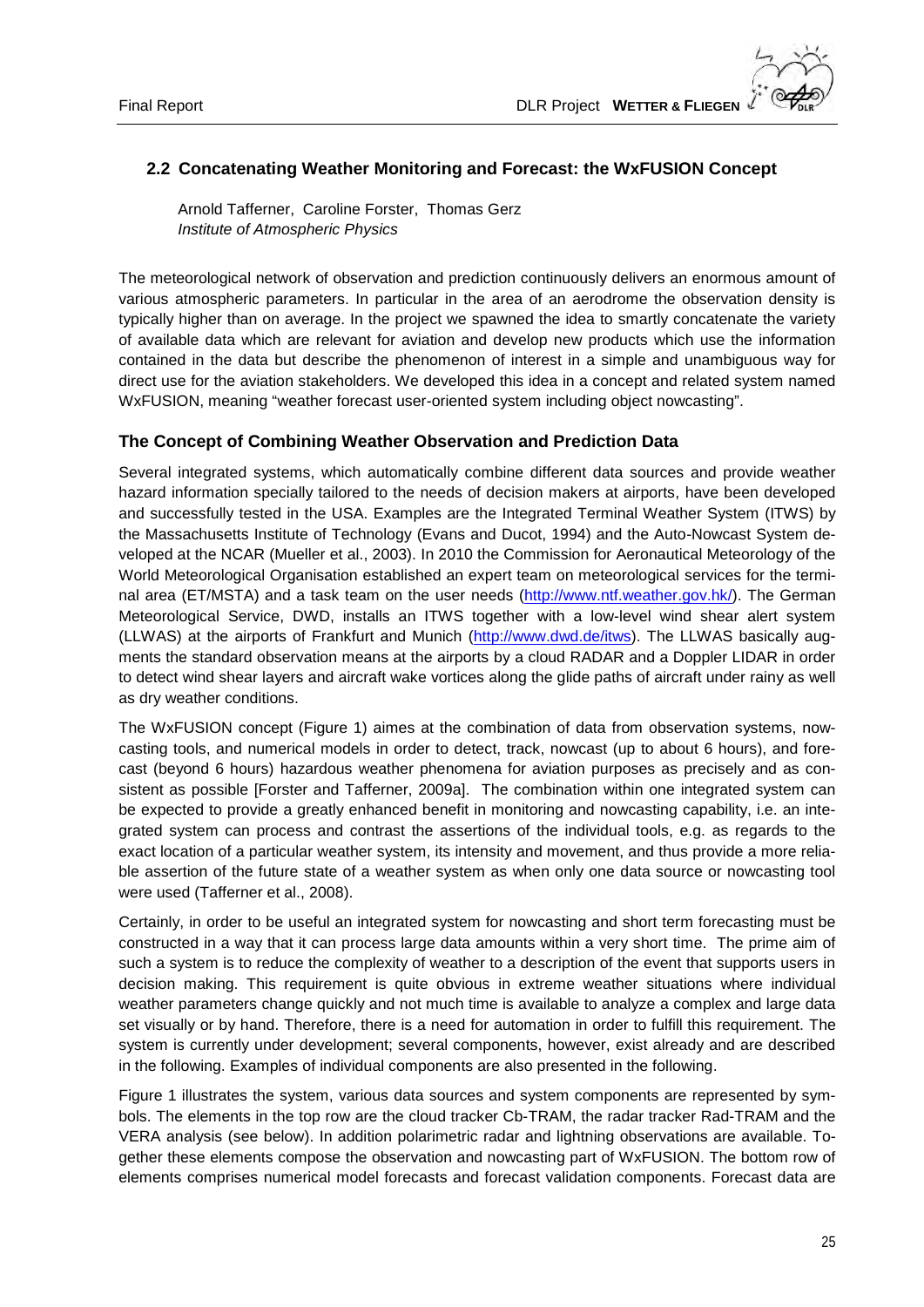## 2.2 Concatenating Weather Monitoring and Forecast: the WxFUSION Concept

Arnold Tafferner, Caroline Forster, Thomas Gerz
*Institute of Atmospheric Physics*

The meteorological network of observation and prediction continuously delivers an enormous amount of various atmospheric parameters. In particular in the area of an aerodrome the observation density is typically higher than on average. In the project we spawned the idea to smartly concatenate the variety of available data which are relevant for aviation and develop new products which use the information contained in the data but describe the phenomenon of interest in a simple and unambiguous way for direct use for the aviation stakeholders. We developed this idea in a concept and related system named WxFUSION, meaning "weather forecast user-oriented system including object nowcasting".

### The Concept of Combining Weather Observation and Prediction Data

Several integrated systems, which automatically combine different data sources and provide weather hazard information specially tailored to the needs of decision makers at airports, have been developed and successfully tested in the USA. Examples are the Integrated Terminal Weather System (ITWS) by the Massachusetts Institute of Technology (Evans and Ducot, 1994) and the Auto-Nowcast System developed at the NCAR (Mueller et al., 2003). In 2010 the Commission for Aeronautical Meteorology of the World Meteorological Organisation established an expert team on meteorological services for the terminal area (ET/MSTA) and a task team on the user needs (http://www.ntf.weather.gov.hk/). The German Meteorological Service, DWD, installs an ITWS together with a low-level wind shear alert system (LLWAS) at the airports of Frankfurt and Munich (http://www.dwd.de/itws). The LLWAS basically augments the standard observation means at the airports by a cloud RADAR and a Doppler LIDAR in order to detect wind shear layers and aircraft wake vortices along the glide paths of aircraft under rainy as well as dry weather conditions.

The WxFUSION concept (Figure 1) aimes at the combination of data from observation systems, nowcasting tools, and numerical models in order to detect, track, nowcast (up to about 6 hours), and forecast (beyond 6 hours) hazardous weather phenomena for aviation purposes as precisely and as consistent as possible [Forster and Tafferner, 2009a]. The combination within one integrated system can be expected to provide a greatly enhanced benefit in monitoring and nowcasting capability, i.e. an integrated system can process and contrast the assertions of the individual tools, e.g. as regards to the exact location of a particular weather system, its intensity and movement, and thus provide a more reliable assertion of the future state of a weather system as when only one data source or nowcasting tool were used (Tafferner et al., 2008).

Certainly, in order to be useful an integrated system for nowcasting and short term forecasting must be constructed in a way that it can process large data amounts within a very short time. The prime aim of such a system is to reduce the complexity of weather to a description of the event that supports users in decision making. This requirement is quite obvious in extreme weather situations where individual weather parameters change quickly and not much time is available to analyze a complex and large data set visually or by hand. Therefore, there is a need for automation in order to fulfill this requirement. The system is currently under development; several components, however, exist already and are described in the following. Examples of individual components are also presented in the following.

Figure 1 illustrates the system, various data sources and system components are represented by symbols. The elements in the top row are the cloud tracker Cb-TRAM, the radar tracker Rad-TRAM and the VERA analysis (see below). In addition polarimetric radar and lightning observations are available. Together these elements compose the observation and nowcasting part of WxFUSION. The bottom row of elements comprises numerical model forecasts and forecast validation components. Forecast data are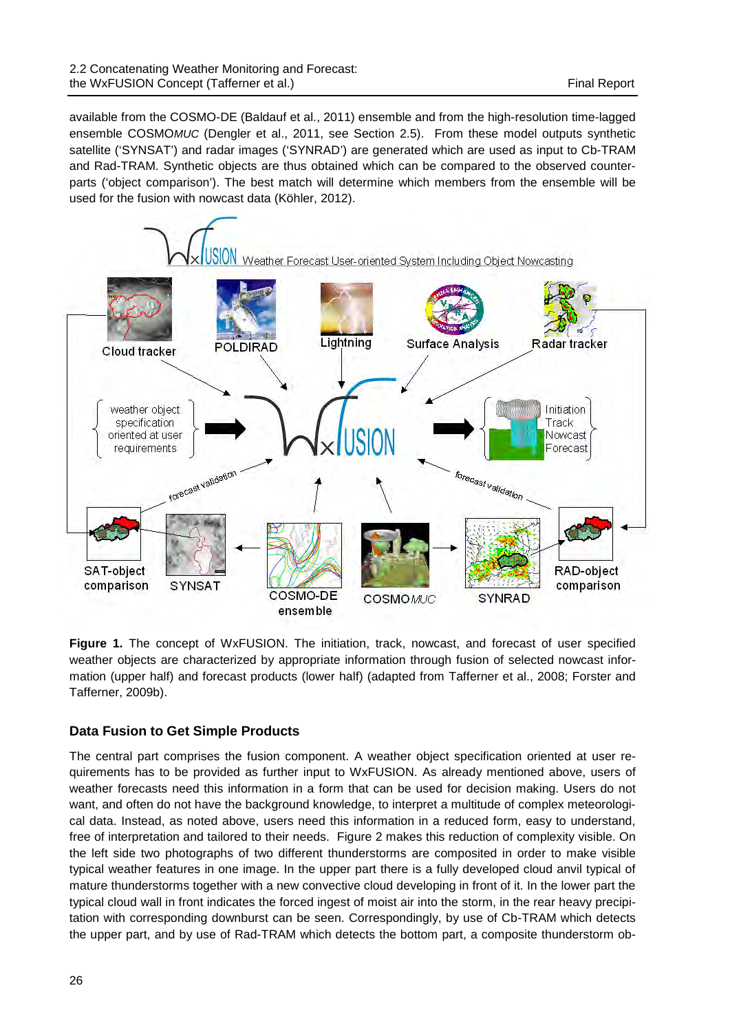available from the COSMO-DE (Baldauf et al., 2011) ensemble and from the high-resolution time-lagged ensemble COSMO*MUC* (Dengler et al., 2011, see Section 2.5). From these model outputs synthetic satellite ('SYNSAT') and radar images ('SYNRAD') are generated which are used as input to Cb-TRAM and Rad-TRAM. Synthetic objects are thus obtained which can be compared to the observed counterparts ('object comparison'). The best match will determine which members from the ensemble will be used for the fusion with nowcast data (Köhler, 2012).

**Figure 1.** The concept of WxFUSION. The initiation, track, nowcast, and forecast of user specified weather objects are characterized by appropriate information through fusion of selected nowcast information (upper half) and forecast products (lower half) (adapted from Tafferner et al., 2008; Forster and Tafferner, 2009b).

### Data Fusion to Get Simple Products

The central part comprises the fusion component. A weather object specification oriented at user requirements has to be provided as further input to WxFUSION. As already mentioned above, users of weather forecasts need this information in a form that can be used for decision making. Users do not want, and often do not have the background knowledge, to interpret a multitude of complex meteorological data. Instead, as noted above, users need this information in a reduced form, easy to understand, free of interpretation and tailored to their needs. Figure 2 makes this reduction of complexity visible. On the left side two photographs of two different thunderstorms are composited in order to make visible typical weather features in one image. In the upper part there is a fully developed cloud anvil typical of mature thunderstorms together with a new convective cloud developing in front of it. In the lower part the typical cloud wall in front indicates the forced ingest of moist air into the storm, in the rear heavy precipitation with corresponding downburst can be seen. Correspondingly, by use of Cb-TRAM which detects the upper part, and by use of Rad-TRAM which detects the bottom part, a composite thunderstorm ob-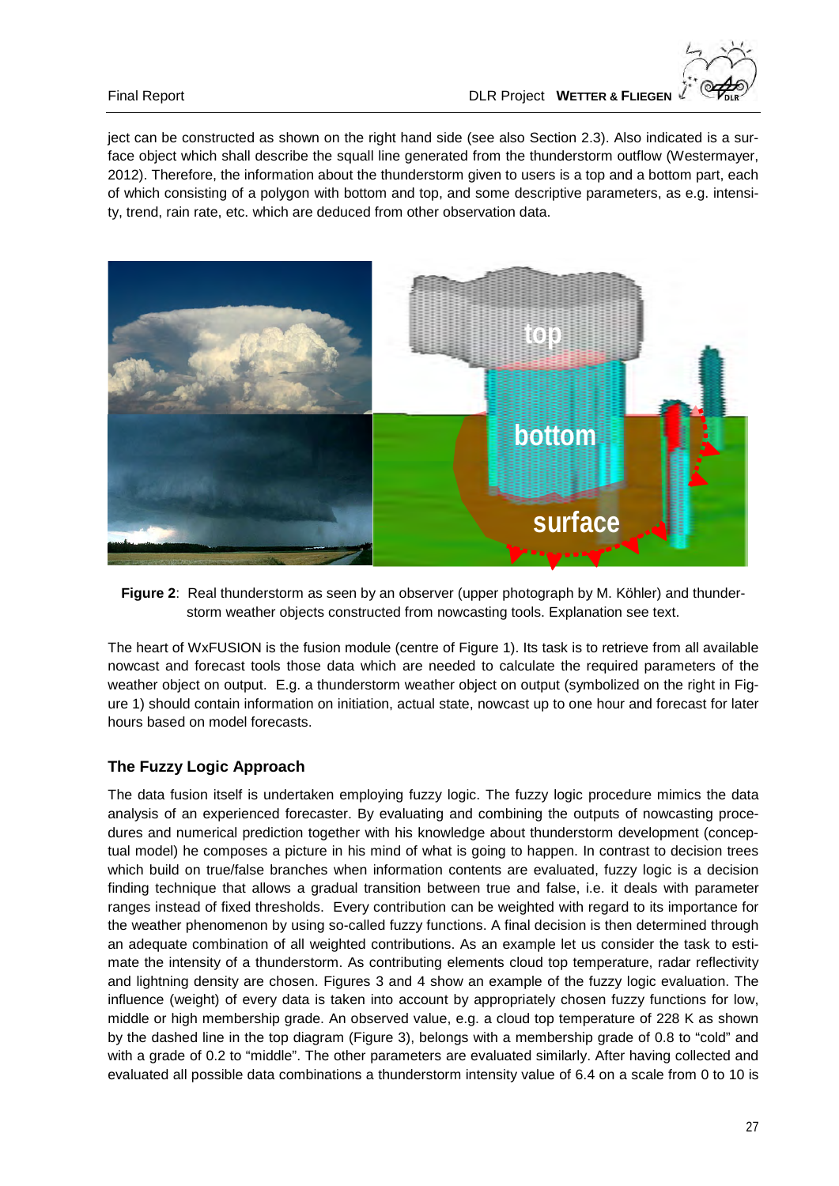ject can be constructed as shown on the right hand side (see also Section 2.3). Also indicated is a surface object which shall describe the squall line generated from the thunderstorm outflow (Westermayer, 2012). Therefore, the information about the thunderstorm given to users is a top and a bottom part, each of which consisting of a polygon with bottom and top, and some descriptive parameters, as e.g. intensity, trend, rain rate, etc. which are deduced from other observation data.

**Figure 2**: Real thunderstorm as seen by an observer (upper photograph by M. Köhler) and thunderstorm weather objects constructed from nowcasting tools. Explanation see text.

The heart of WxFUSION is the fusion module (centre of Figure 1). Its task is to retrieve from all available nowcast and forecast tools those data which are needed to calculate the required parameters of the weather object on output. E.g. a thunderstorm weather object on output (symbolized on the right in Figure 1) should contain information on initiation, actual state, nowcast up to one hour and forecast for later hours based on model forecasts.

### The Fuzzy Logic Approach

The data fusion itself is undertaken employing fuzzy logic. The fuzzy logic procedure mimics the data analysis of an experienced forecaster. By evaluating and combining the outputs of nowcasting procedures and numerical prediction together with his knowledge about thunderstorm development (conceptual model) he composes a picture in his mind of what is going to happen. In contrast to decision trees which build on true/false branches when information contents are evaluated, fuzzy logic is a decision finding technique that allows a gradual transition between true and false, i.e. it deals with parameter ranges instead of fixed thresholds. Every contribution can be weighted with regard to its importance for the weather phenomenon by using so-called fuzzy functions. A final decision is then determined through an adequate combination of all weighted contributions. As an example let us consider the task to estimate the intensity of a thunderstorm. As contributing elements cloud top temperature, radar reflectivity and lightning density are chosen. Figures 3 and 4 show an example of the fuzzy logic evaluation. The influence (weight) of every data is taken into account by appropriately chosen fuzzy functions for low, middle or high membership grade. An observed value, e.g. a cloud top temperature of 228 K as shown by the dashed line in the top diagram (Figure 3), belongs with a membership grade of 0.8 to "cold" and with a grade of 0.2 to "middle". The other parameters are evaluated similarly. After having collected and evaluated all possible data combinations a thunderstorm intensity value of 6.4 on a scale from 0 to 10 is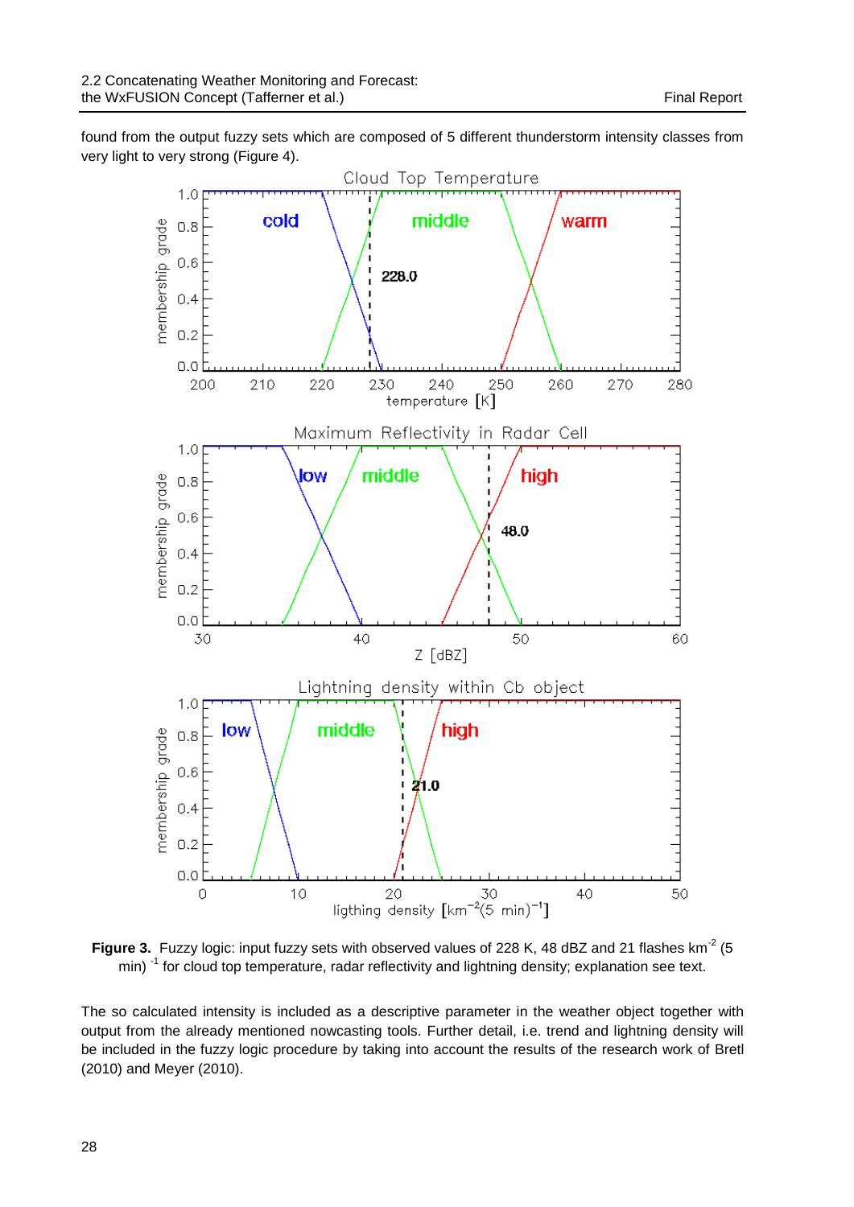found from the output fuzzy sets which are composed of 5 different thunderstorm intensity classes from very light to very strong (Figure 4).

**Figure 3.** Fuzzy logic: input fuzzy sets with observed values of 228 K, 48 dBZ and 21 flashes km$^{-2}$ (5 min)$^{-1}$ for cloud top temperature, radar reflectivity and lightning density; explanation see text.

The so calculated intensity is included as a descriptive parameter in the weather object together with output from the already mentioned nowcasting tools. Further detail, i.e. trend and lightning density will be included in the fuzzy logic procedure by taking into account the results of the research work of Bretl (2010) and Meyer (2010).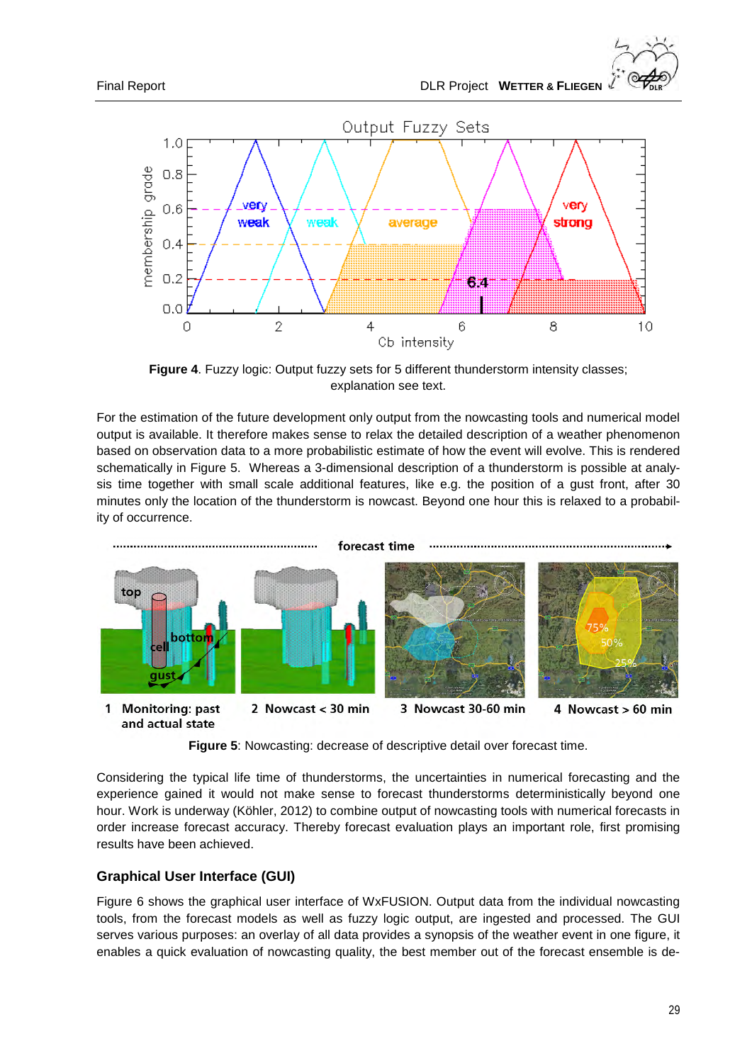**Figure 4**. Fuzzy logic: Output fuzzy sets for 5 different thunderstorm intensity classes; explanation see text.

For the estimation of the future development only output from the nowcasting tools and numerical model output is available. It therefore makes sense to relax the detailed description of a weather phenomenon based on observation data to a more probabilistic estimate of how the event will evolve. This is rendered schematically in Figure 5. Whereas a 3-dimensional description of a thunderstorm is possible at analysis time together with small scale additional features, like e.g. the position of a gust front, after 30 minutes only the location of the thunderstorm is nowcast. Beyond one hour this is relaxed to a probability of occurrence.

**Figure 5**: Nowcasting: decrease of descriptive detail over forecast time.

Considering the typical life time of thunderstorms, the uncertainties in numerical forecasting and the experience gained it would not make sense to forecast thunderstorms deterministically beyond one hour. Work is underway (Köhler, 2012) to combine output of nowcasting tools with numerical forecasts in order increase forecast accuracy. Thereby forecast evaluation plays an important role, first promising results have been achieved.

### Graphical User Interface (GUI)

Figure 6 shows the graphical user interface of WxFUSION. Output data from the individual nowcasting tools, from the forecast models as well as fuzzy logic output, are ingested and processed. The GUI serves various purposes: an overlay of all data provides a synopsis of the weather event in one figure, it enables a quick evaluation of nowcasting quality, the best member out of the forecast ensemble is de-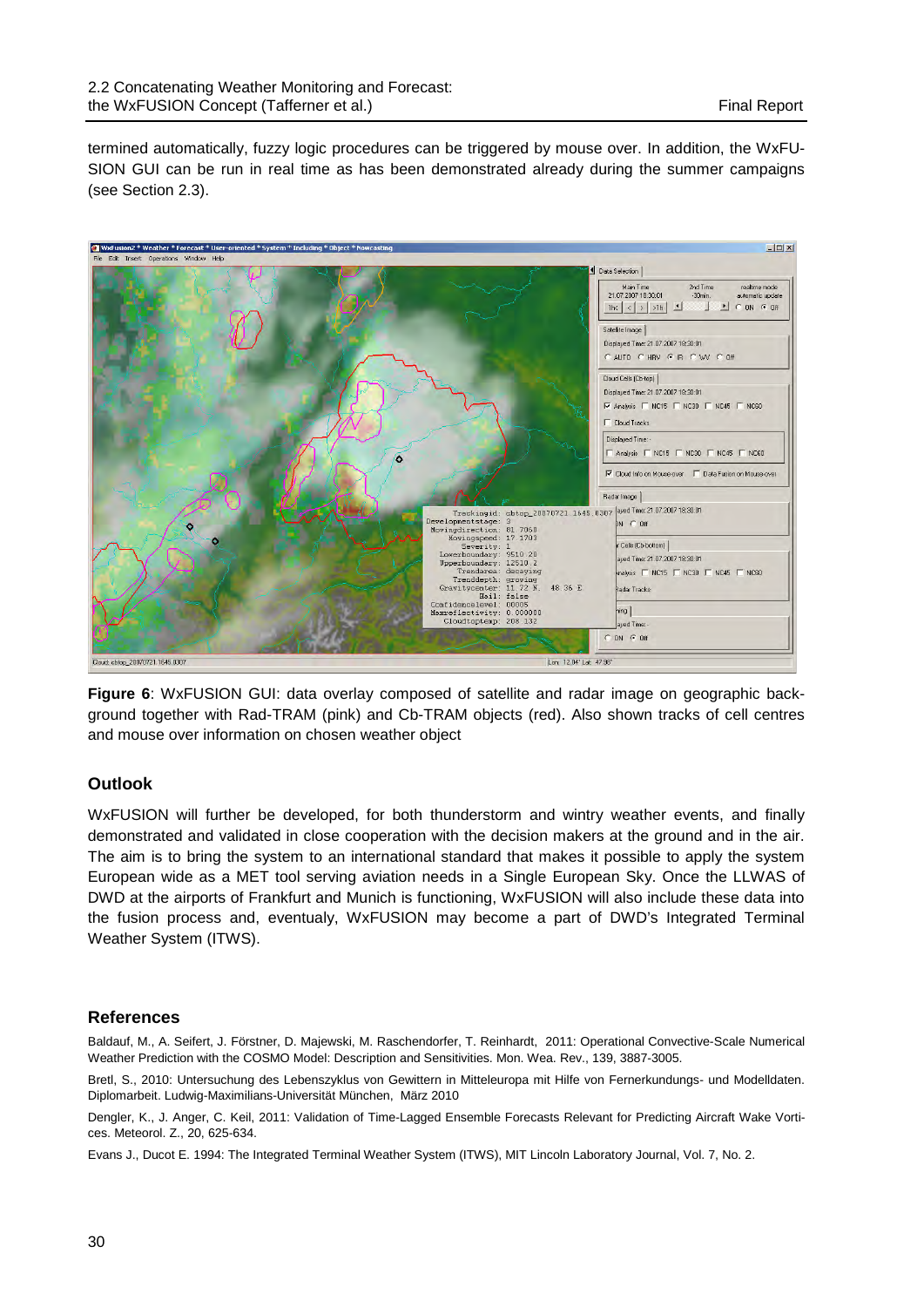termined automatically, fuzzy logic procedures can be triggered by mouse over. In addition, the WxFUSION GUI can be run in real time as has been demonstrated already during the summer campaigns (see Section 2.3).

**Figure 6**: WxFUSION GUI: data overlay composed of satellite and radar image on geographic background together with Rad-TRAM (pink) and Cb-TRAM objects (red). Also shown tracks of cell centres and mouse over information on chosen weather object

### Outlook

WxFUSION will further be developed, for both thunderstorm and wintry weather events, and finally demonstrated and validated in close cooperation with the decision makers at the ground and in the air. The aim is to bring the system to an international standard that makes it possible to apply the system European wide as a MET tool serving aviation needs in a Single European Sky. Once the LLWAS of DWD at the airports of Frankfurt and Munich is functioning, WxFUSION will also include these data into the fusion process and, eventualy, WxFUSION may become a part of DWD's Integrated Terminal Weather System (ITWS).

### References

Baldauf, M., A. Seifert, J. Förstner, D. Majewski, M. Raschendorfer, T. Reinhardt, 2011: Operational Convective-Scale Numerical Weather Prediction with the COSMO Model: Description and Sensitivities. Mon. Wea. Rev., 139, 3887-3005.

Bretl, S., 2010: Untersuchung des Lebenszyklus von Gewittern in Mitteleuropa mit Hilfe von Fernerkundungs- und Modelldaten. Diplomarbeit. Ludwig-Maximilians-Universität München, März 2010

Dengler, K., J. Anger, C. Keil, 2011: Validation of Time-Lagged Ensemble Forecasts Relevant for Predicting Aircraft Wake Vortices. Meteorol. Z., 20, 625-634.

Evans J., Ducot E. 1994: The Integrated Terminal Weather System (ITWS), MIT Lincoln Laboratory Journal, Vol. 7, No. 2.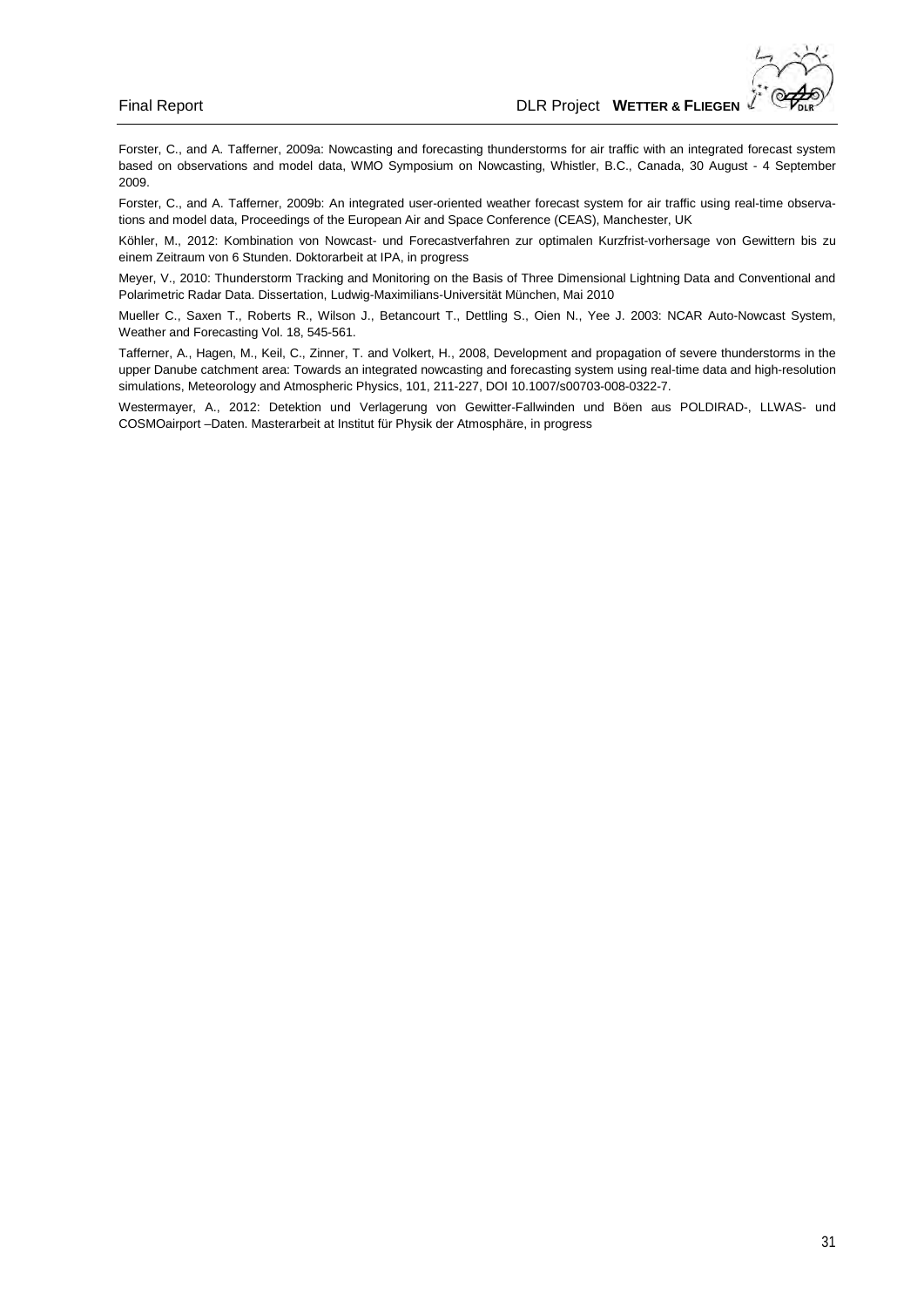Forster, C., and A. Tafferner, 2009a: Nowcasting and forecasting thunderstorms for air traffic with an integrated forecast system based on observations and model data, WMO Symposium on Nowcasting, Whistler, B.C., Canada, 30 August - 4 September 2009.

Forster, C., and A. Tafferner, 2009b: An integrated user-oriented weather forecast system for air traffic using real-time observations and model data, Proceedings of the European Air and Space Conference (CEAS), Manchester, UK

Köhler, M., 2012: Kombination von Nowcast- und Forecastverfahren zur optimalen Kurzfrist-vorhersage von Gewittern bis zu einem Zeitraum von 6 Stunden. Doktorarbeit at IPA, in progress

Meyer, V., 2010: Thunderstorm Tracking and Monitoring on the Basis of Three Dimensional Lightning Data and Conventional and Polarimetric Radar Data. Dissertation, Ludwig-Maximilians-Universität München, Mai 2010

Mueller C., Saxen T., Roberts R., Wilson J., Betancourt T., Dettling S., Oien N., Yee J. 2003: NCAR Auto-Nowcast System, Weather and Forecasting Vol. 18, 545-561.

Tafferner, A., Hagen, M., Keil, C., Zinner, T. and Volkert, H., 2008, Development and propagation of severe thunderstorms in the upper Danube catchment area: Towards an integrated nowcasting and forecasting system using real-time data and high-resolution simulations, Meteorology and Atmospheric Physics, 101, 211-227, DOI 10.1007/s00703-008-0322-7.

Westermayer, A., 2012: Detektion und Verlagerung von Gewitter-Fallwinden und Böen aus POLDIRAD-, LLWAS- und COSMOairport –Daten. Masterarbeit at Institut für Physik der Atmosphäre, in progress